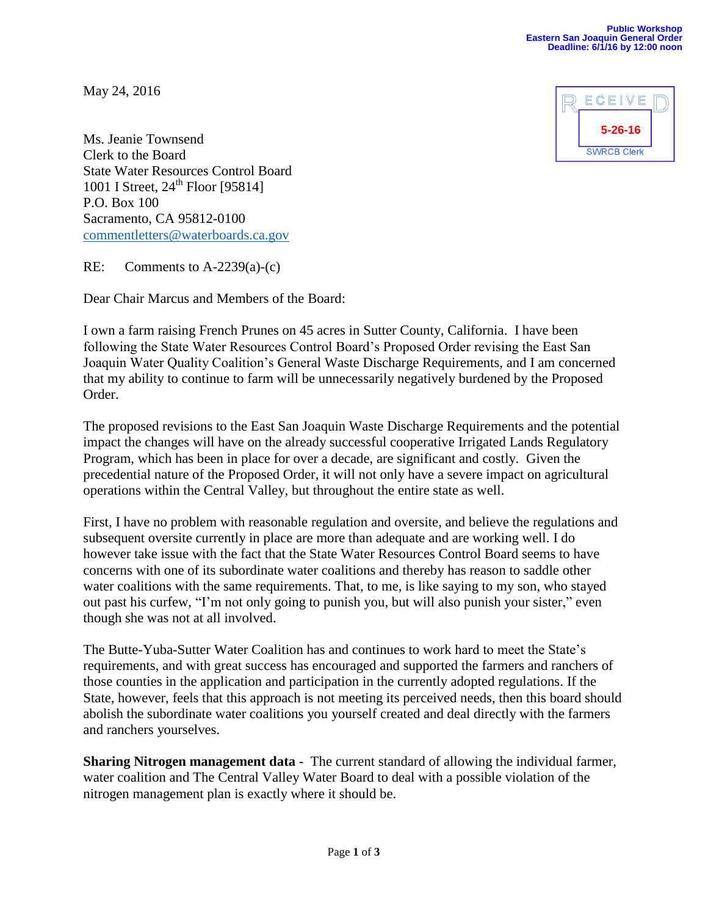**Public Workshop**
**Eastern San Joaquin General Order**
**Deadline: 6/1/16 by 12:00 noon**

RECEIVED
5-26-16
SWRCB Clerk

May 24, 2016

Ms. Jeanie Townsend
Clerk to the Board
State Water Resources Control Board
1001 I Street, 24th Floor [95814]
P.O. Box 100
Sacramento, CA 95812-0100
commentletters@waterboards.ca.gov

RE: Comments to A-2239(a)-(c)

Dear Chair Marcus and Members of the Board:

I own a farm raising French Prunes on 45 acres in Sutter County, California. I have been following the State Water Resources Control Board's Proposed Order revising the East San Joaquin Water Quality Coalition's General Waste Discharge Requirements, and I am concerned that my ability to continue to farm will be unnecessarily negatively burdened by the Proposed Order.

The proposed revisions to the East San Joaquin Waste Discharge Requirements and the potential impact the changes will have on the already successful cooperative Irrigated Lands Regulatory Program, which has been in place for over a decade, are significant and costly. Given the precedential nature of the Proposed Order, it will not only have a severe impact on agricultural operations within the Central Valley, but throughout the entire state as well.

First, I have no problem with reasonable regulation and oversite, and believe the regulations and subsequent oversite currently in place are more than adequate and are working well. I do however take issue with the fact that the State Water Resources Control Board seems to have concerns with one of its subordinate water coalitions and thereby has reason to saddle other water coalitions with the same requirements. That, to me, is like saying to my son, who stayed out past his curfew, "I'm not only going to punish you, but will also punish your sister," even though she was not at all involved.

The Butte-Yuba-Sutter Water Coalition has and continues to work hard to meet the State's requirements, and with great success has encouraged and supported the farmers and ranchers of those counties in the application and participation in the currently adopted regulations. If the State, however, feels that this approach is not meeting its perceived needs, then this board should abolish the subordinate water coalitions you yourself created and deal directly with the farmers and ranchers yourselves.

**Sharing Nitrogen management data -** The current standard of allowing the individual farmer, water coalition and The Central Valley Water Board to deal with a possible violation of the nitrogen management plan is exactly where it should be.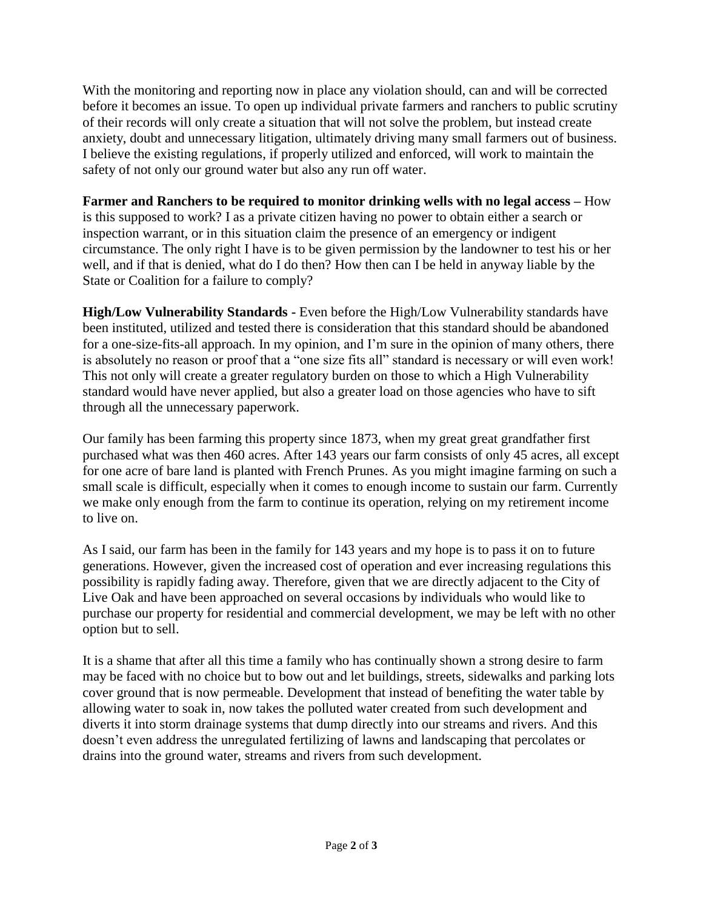With the monitoring and reporting now in place any violation should, can and will be corrected before it becomes an issue. To open up individual private farmers and ranchers to public scrutiny of their records will only create a situation that will not solve the problem, but instead create anxiety, doubt and unnecessary litigation, ultimately driving many small farmers out of business. I believe the existing regulations, if properly utilized and enforced, will work to maintain the safety of not only our ground water but also any run off water.

**Farmer and Ranchers to be required to monitor drinking wells with no legal access –** How is this supposed to work? I as a private citizen having no power to obtain either a search or inspection warrant, or in this situation claim the presence of an emergency or indigent circumstance. The only right I have is to be given permission by the landowner to test his or her well, and if that is denied, what do I do then? How then can I be held in anyway liable by the State or Coalition for a failure to comply?

**High/Low Vulnerability Standards -** Even before the High/Low Vulnerability standards have been instituted, utilized and tested there is consideration that this standard should be abandoned for a one-size-fits-all approach. In my opinion, and I'm sure in the opinion of many others, there is absolutely no reason or proof that a "one size fits all" standard is necessary or will even work! This not only will create a greater regulatory burden on those to which a High Vulnerability standard would have never applied, but also a greater load on those agencies who have to sift through all the unnecessary paperwork.

Our family has been farming this property since 1873, when my great great grandfather first purchased what was then 460 acres. After 143 years our farm consists of only 45 acres, all except for one acre of bare land is planted with French Prunes. As you might imagine farming on such a small scale is difficult, especially when it comes to enough income to sustain our farm. Currently we make only enough from the farm to continue its operation, relying on my retirement income to live on.

As I said, our farm has been in the family for 143 years and my hope is to pass it on to future generations. However, given the increased cost of operation and ever increasing regulations this possibility is rapidly fading away. Therefore, given that we are directly adjacent to the City of Live Oak and have been approached on several occasions by individuals who would like to purchase our property for residential and commercial development, we may be left with no other option but to sell.

It is a shame that after all this time a family who has continually shown a strong desire to farm may be faced with no choice but to bow out and let buildings, streets, sidewalks and parking lots cover ground that is now permeable. Development that instead of benefiting the water table by allowing water to soak in, now takes the polluted water created from such development and diverts it into storm drainage systems that dump directly into our streams and rivers. And this doesn't even address the unregulated fertilizing of lawns and landscaping that percolates or drains into the ground water, streams and rivers from such development.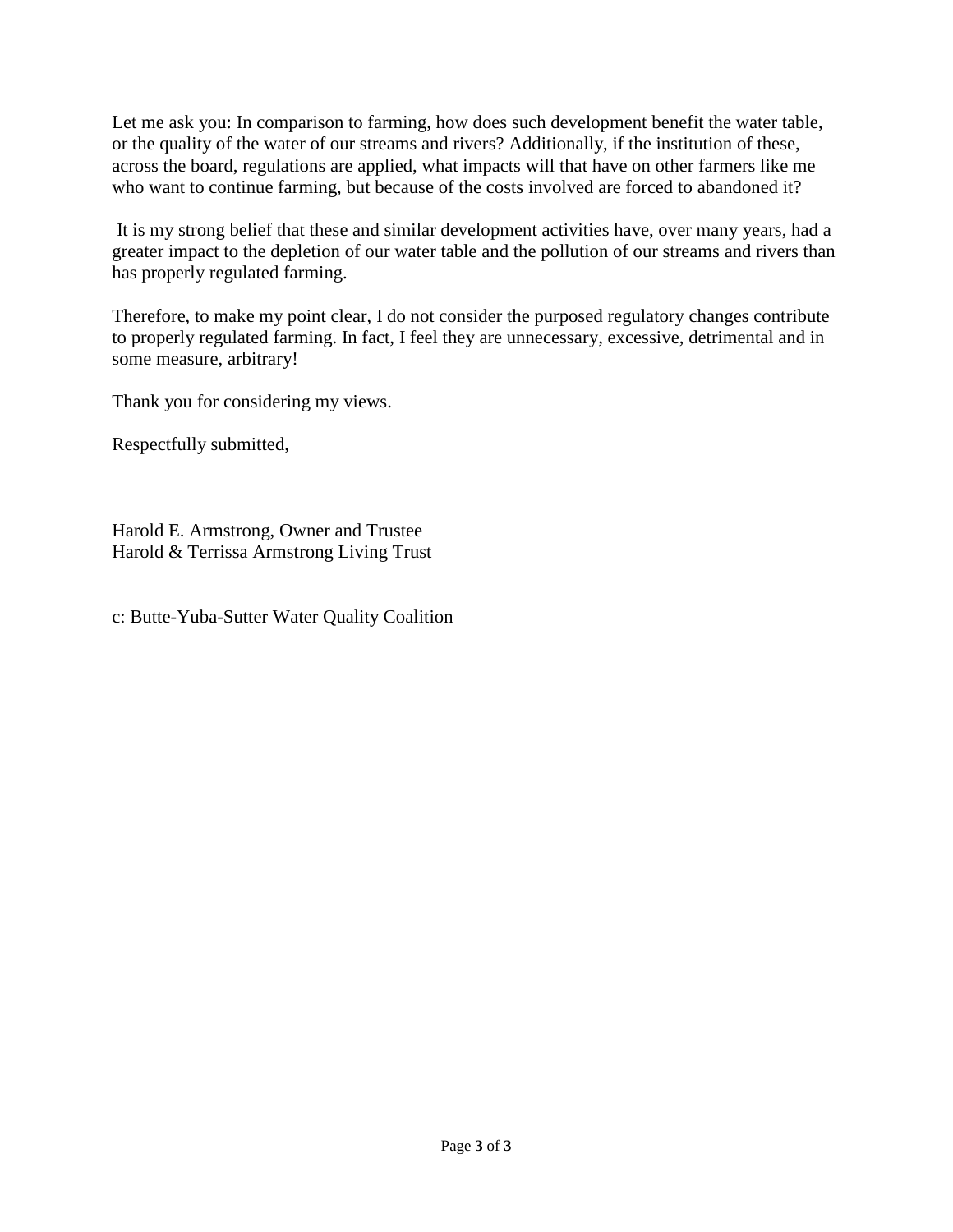Let me ask you: In comparison to farming, how does such development benefit the water table, or the quality of the water of our streams and rivers? Additionally, if the institution of these, across the board, regulations are applied, what impacts will that have on other farmers like me who want to continue farming, but because of the costs involved are forced to abandoned it?

It is my strong belief that these and similar development activities have, over many years, had a greater impact to the depletion of our water table and the pollution of our streams and rivers than has properly regulated farming.

Therefore, to make my point clear, I do not consider the purposed regulatory changes contribute to properly regulated farming. In fact, I feel they are unnecessary, excessive, detrimental and in some measure, arbitrary!

Thank you for considering my views.

Respectfully submitted,

Harold E. Armstrong, Owner and Trustee
Harold & Terrissa Armstrong Living Trust

c: Butte-Yuba-Sutter Water Quality Coalition